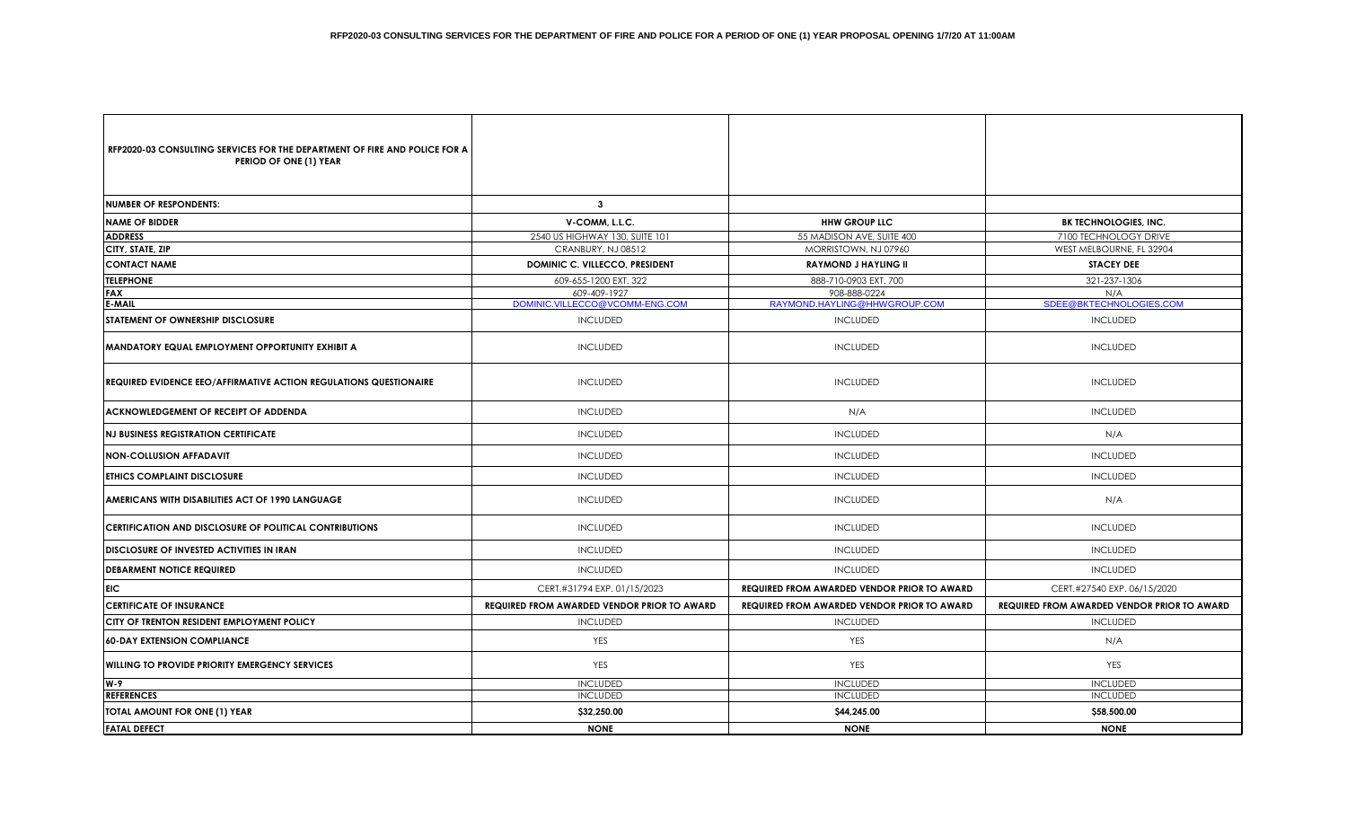**RFP2020-03 CONSULTING SERVICES FOR THE DEPARTMENT OF FIRE AND POLICE FOR A PERIOD OF ONE (1) YEAR PROPOSAL OPENING 1/7/20 AT 11:00AM**

| RFP2020-03 CONSULTING SERVICES FOR THE DEPARTMENT OF FIRE AND POLICE FOR A PERIOD OF ONE (1) YEAR | | | |
|---|---|---|---|
| **NUMBER OF RESPONDENTS:** | **3** | | |
| **NAME OF BIDDER** | **V-COMM, L.L.C.** | **HHW GROUP LLC** | **BK TECHNOLOGIES, INC.** |
| **ADDRESS** | 2540 US HIGHWAY 130, SUITE 101 | 55 MADISON AVE, SUITE 400 | 7100 TECHNOLOGY DRIVE |
| **CITY, STATE, ZIP** | CRANBURY, NJ 08512 | MORRISTOWN, NJ 07960 | WEST MELBOURNE, FL 32904 |
| **CONTACT NAME** | **DOMINIC C. VILLECCO, PRESIDENT** | **RAYMOND J HAYLING II** | **STACEY DEE** |
| **TELEPHONE** | 609-655-1200 EXT. 322 | 888-710-0903 EXT. 700 | 321-237-1306 |
| **FAX** | 609-409-1927 | 908-888-0224 | N/A |
| **E-MAIL** | DOMINIC.VILLECCO@VCOMM-ENG.COM | RAYMOND.HAYLING@HHWGROUP.COM | SDEE@BKTECHNOLOGIES.COM |
| **STATEMENT OF OWNERSHIP DISCLOSURE** | INCLUDED | INCLUDED | INCLUDED |
| **MANDATORY EQUAL EMPLOYMENT OPPORTUNITY EXHIBIT A** | INCLUDED | INCLUDED | INCLUDED |
| **REQUIRED EVIDENCE EEO/AFFIRMATIVE ACTION REGULATIONS QUESTIONAIRE** | INCLUDED | INCLUDED | INCLUDED |
| **ACKNOWLEDGEMENT OF RECEIPT OF ADDENDA** | INCLUDED | N/A | INCLUDED |
| **NJ BUSINESS REGISTRATION CERTIFICATE** | INCLUDED | INCLUDED | N/A |
| **NON-COLLUSION AFFADAVIT** | INCLUDED | INCLUDED | INCLUDED |
| **ETHICS COMPLAINT DISCLOSURE** | INCLUDED | INCLUDED | INCLUDED |
| **AMERICANS WITH DISABILITIES ACT OF 1990 LANGUAGE** | INCLUDED | INCLUDED | N/A |
| **CERTIFICATION AND DISCLOSURE OF POLITICAL CONTRIBUTIONS** | INCLUDED | INCLUDED | INCLUDED |
| **DISCLOSURE OF INVESTED ACTIVITIES IN IRAN** | INCLUDED | INCLUDED | INCLUDED |
| **DEBARMENT NOTICE REQUIRED** | INCLUDED | INCLUDED | INCLUDED |
| **EIC** | CERT.#31794 EXP. 01/15/2023 | **REQUIRED FROM AWARDED VENDOR PRIOR TO AWARD** | CERT.#27540 EXP. 06/15/2020 |
| **CERTIFICATE OF INSURANCE** | **REQUIRED FROM AWARDED VENDOR PRIOR TO AWARD** | **REQUIRED FROM AWARDED VENDOR PRIOR TO AWARD** | **REQUIRED FROM AWARDED VENDOR PRIOR TO AWARD** |
| **CITY OF TRENTON RESIDENT EMPLOYMENT POLICY** | INCLUDED | INCLUDED | INCLUDED |
| **60-DAY EXTENSION COMPLIANCE** | YES | YES | N/A |
| **WILLING TO PROVIDE PRIORITY EMERGENCY SERVICES** | YES | YES | YES |
| **W-9** | INCLUDED | INCLUDED | INCLUDED |
| **REFERENCES** | INCLUDED | INCLUDED | INCLUDED |
| **TOTAL AMOUNT FOR ONE (1) YEAR** | **$32,250.00** | **$44,245.00** | **$58,500.00** |
| **FATAL DEFECT** | **NONE** | **NONE** | **NONE** |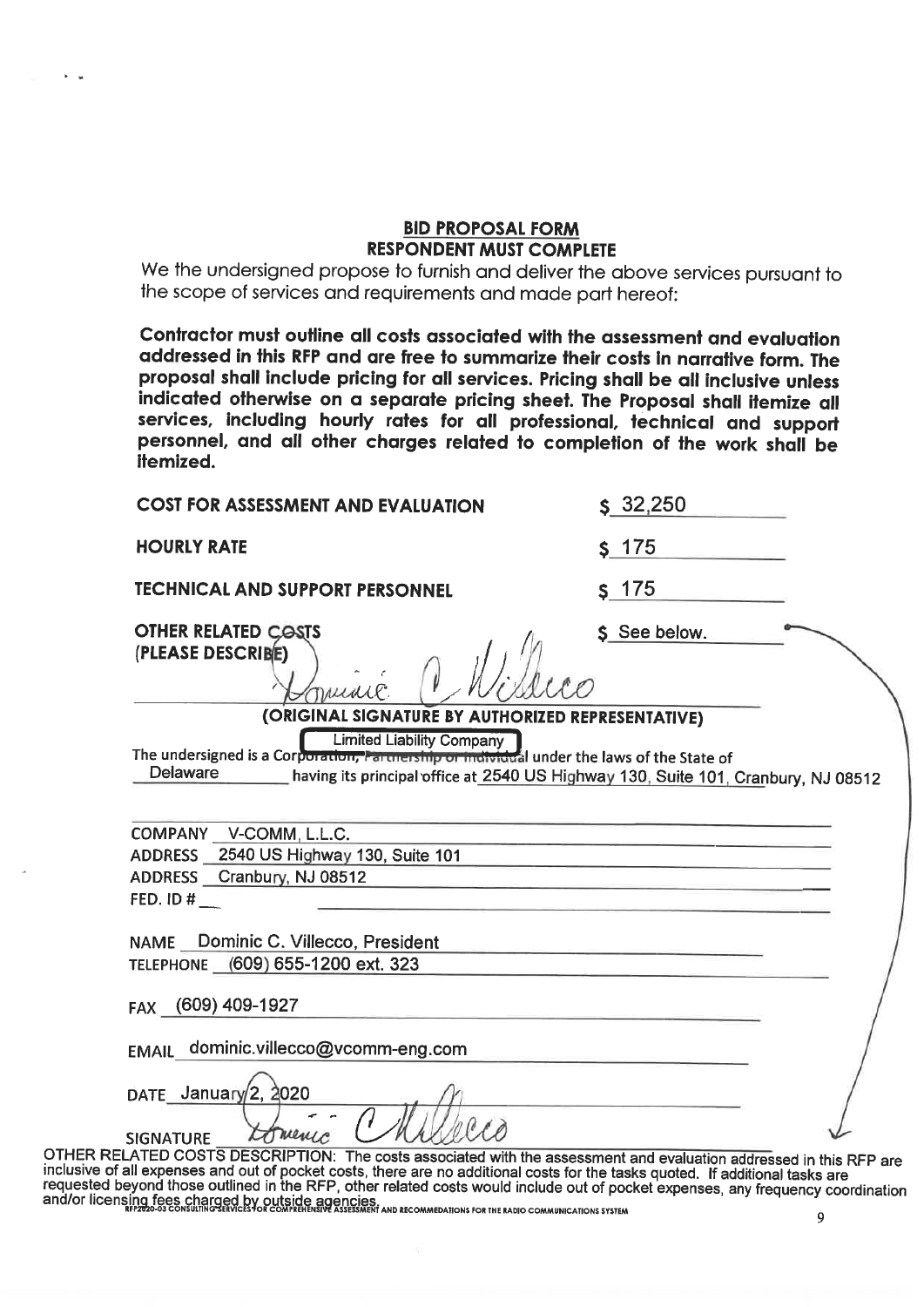## BID PROPOSAL FORM
## RESPONDENT MUST COMPLETE

We the undersigned propose to furnish and deliver the above services pursuant to the scope of services and requirements and made part hereof:

**Contractor must outline all costs associated with the assessment and evaluation addressed in this RFP and are free to summarize their costs in narrative form. The proposal shall include pricing for all services. Pricing shall be all inclusive unless indicated otherwise on a separate pricing sheet. The Proposal shall itemize all services, including hourly rates for all professional, technical and support personnel, and all other charges related to completion of the work shall be itemized.**

| | |
|---|---|
| **COST FOR ASSESSMENT AND EVALUATION** | $ 32,250 |
| **HOURLY RATE** | $ 175 |
| **TECHNICAL AND SUPPORT PERSONNEL** | $ 175 |
| **OTHER RELATED COSTS (PLEASE DESCRIBE)** | $ See below. |

Dominic C. Villecco

**(ORIGINAL SIGNATURE BY AUTHORIZED REPRESENTATIVE)**

The undersigned is a Limited Liability Company under the laws of the State of Delaware having its principal office at 2540 US Highway 130, Suite 101, Cranbury, NJ 08512

COMPANY V-COMM, L.L.C.

ADDRESS 2540 US Highway 130, Suite 101

ADDRESS Cranbury, NJ 08512

FED. ID #

NAME Dominic C. Villecco, President

TELEPHONE (609) 655-1200 ext. 323

FAX (609) 409-1927

EMAIL dominic.villecco@vcomm-eng.com

DATE January 2, 2020

SIGNATURE Domenic C Villecco

OTHER RELATED COSTS DESCRIPTION: The costs associated with the assessment and evaluation addressed in this RFP are inclusive of all expenses and out of pocket costs, there are no additional costs for the tasks quoted. If additional tasks are requested beyond those outlined in the RFP, other related costs would include out of pocket expenses, any frequency coordination and/or licensing fees charged by outside agencies.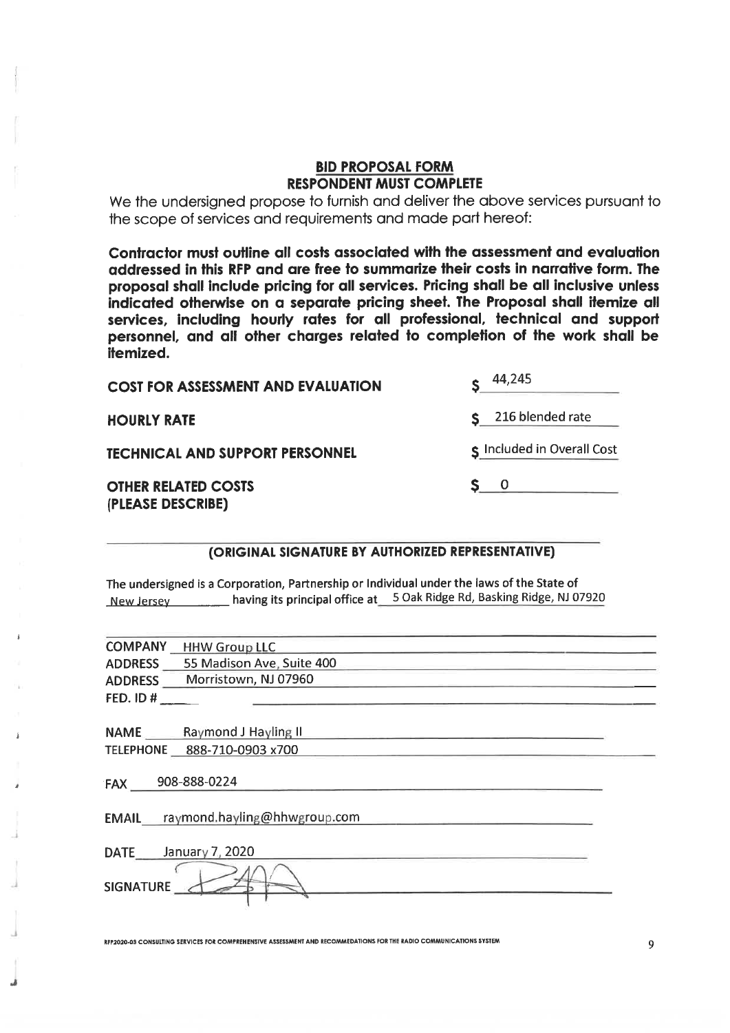## BID PROPOSAL FORM
## RESPONDENT MUST COMPLETE

We the undersigned propose to furnish and deliver the above services pursuant to the scope of services and requirements and made part hereof:

**Contractor must outline all costs associated with the assessment and evaluation addressed in this RFP and are free to summarize their costs in narrative form. The proposal shall include pricing for all services. Pricing shall be all inclusive unless indicated otherwise on a separate pricing sheet. The Proposal shall itemize all services, including hourly rates for all professional, technical and support personnel, and all other charges related to completion of the work shall be itemized.**

| | |
|---|---|
| **COST FOR ASSESSMENT AND EVALUATION** | $ 44,245 |
| **HOURLY RATE** | $ 216 blended rate |
| **TECHNICAL AND SUPPORT PERSONNEL** | $ Included in Overall Cost |
| **OTHER RELATED COSTS (PLEASE DESCRIBE)** | $ 0 |

**(ORIGINAL SIGNATURE BY AUTHORIZED REPRESENTATIVE)**

The undersigned is a Corporation, Partnership or Individual under the laws of the State of New Jersey having its principal office at 5 Oak Ridge Rd, Basking Ridge, NJ 07920

COMPANY HHW Group LLC
ADDRESS 55 Madison Ave, Suite 400
ADDRESS Morristown, NJ 07960
FED. ID # ____

NAME Raymond J Hayling II
TELEPHONE 888-710-0903 x700

FAX 908-888-0224

EMAIL raymond.hayling@hhwgroup.com

DATE January 7, 2020

SIGNATURE [signature]

RFP2020-03 CONSULTING SERVICES FOR COMPREHENSIVE ASSESSMENT AND RECOMMEDATIONS FOR THE RADIO COMMUNICATIONS SYSTEM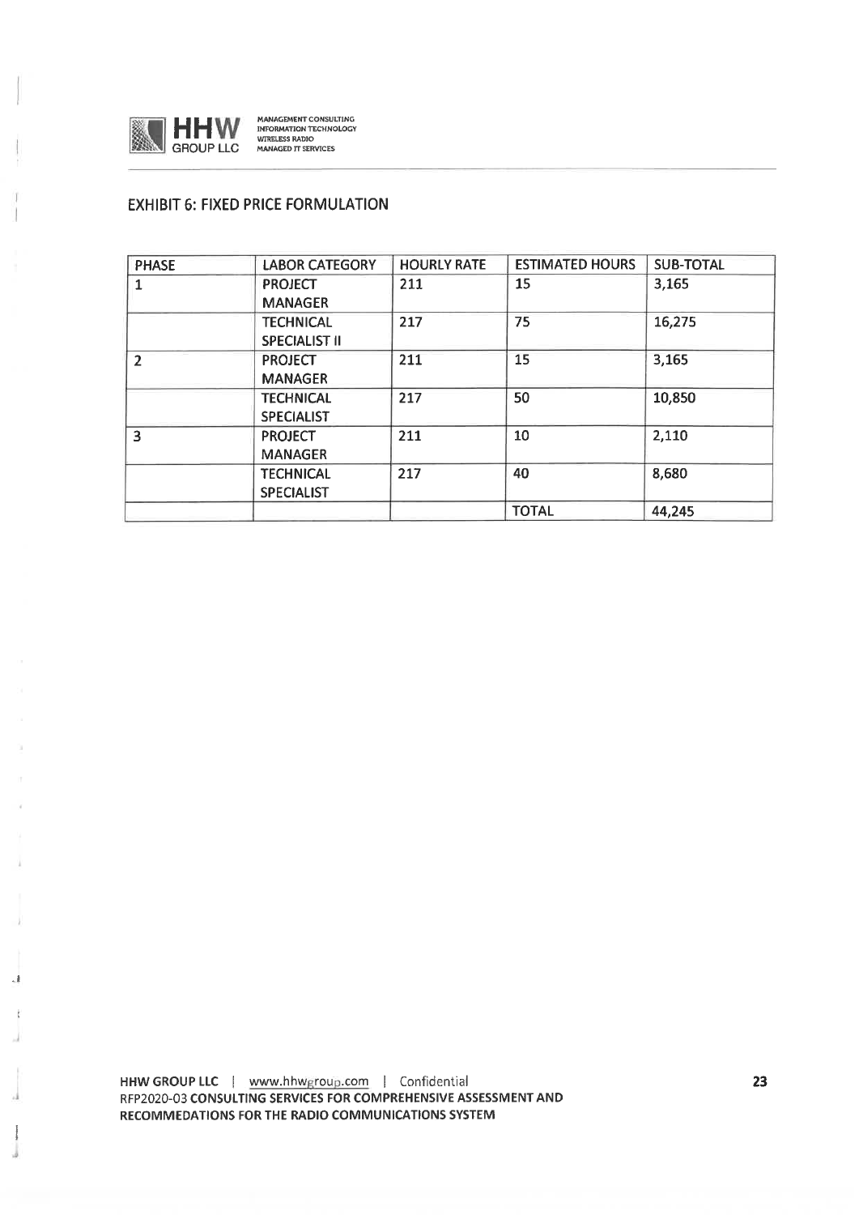## EXHIBIT 6: FIXED PRICE FORMULATION

| PHASE | LABOR CATEGORY | HOURLY RATE | ESTIMATED HOURS | SUB-TOTAL |
|---|---|---|---|---|
| 1 | PROJECT MANAGER | 211 | 15 | 3,165 |
| | TECHNICAL SPECIALIST II | 217 | 75 | 16,275 |
| 2 | PROJECT MANAGER | 211 | 15 | 3,165 |
| | TECHNICAL SPECIALIST | 217 | 50 | 10,850 |
| 3 | PROJECT MANAGER | 211 | 10 | 2,110 |
| | TECHNICAL SPECIALIST | 217 | 40 | 8,680 |
| | | | TOTAL | 44,245 |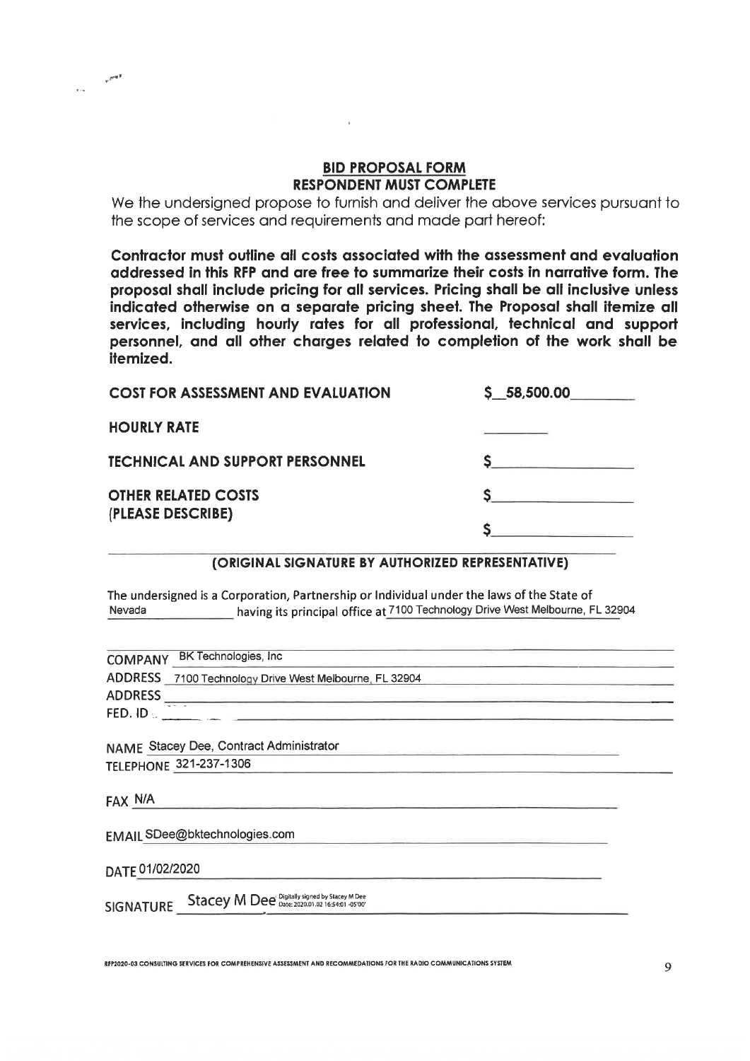## BID PROPOSAL FORM

### RESPONDENT MUST COMPLETE

We the undersigned propose to furnish and deliver the above services pursuant to the scope of services and requirements and made part hereof:

**Contractor must outline all costs associated with the assessment and evaluation addressed in this RFP and are free to summarize their costs in narrative form. The proposal shall include pricing for all services. Pricing shall be all inclusive unless indicated otherwise on a separate pricing sheet. The Proposal shall itemize all services, including hourly rates for all professional, technical and support personnel, and all other charges related to completion of the work shall be itemized.**

| | |
|---|---|
| **COST FOR ASSESSMENT AND EVALUATION** | $ 58,500.00 |
| **HOURLY RATE** | ________ |
| **TECHNICAL AND SUPPORT PERSONNEL** | $ ________ |
| **OTHER RELATED COSTS (PLEASE DESCRIBE)** | $ ________ |
| | $ ________ |

**(ORIGINAL SIGNATURE BY AUTHORIZED REPRESENTATIVE)**

The undersigned is a Corporation, Partnership or Individual under the laws of the State of Nevada having its principal office at 7100 Technology Drive West Melbourne, FL 32904

COMPANY BK Technologies, Inc

ADDRESS 7100 Technology Drive West Melbourne, FL 32904

ADDRESS ________

FED. ID ________

NAME Stacey Dee, Contract Administrator

TELEPHONE 321-237-1306

FAX N/A

EMAIL SDee@bktechnologies.com

DATE 01/02/2020

SIGNATURE Stacey M Dee Digitally signed by Stacey M Dee Date: 2020.01.02 16:54:01 -05'00'

RFP2020-03 CONSULTING SERVICES FOR COMPREHENSIVE ASSESSMENT AND RECOMMEDATIONS FOR THE RADIO COMMUNICATIONS SYSTEM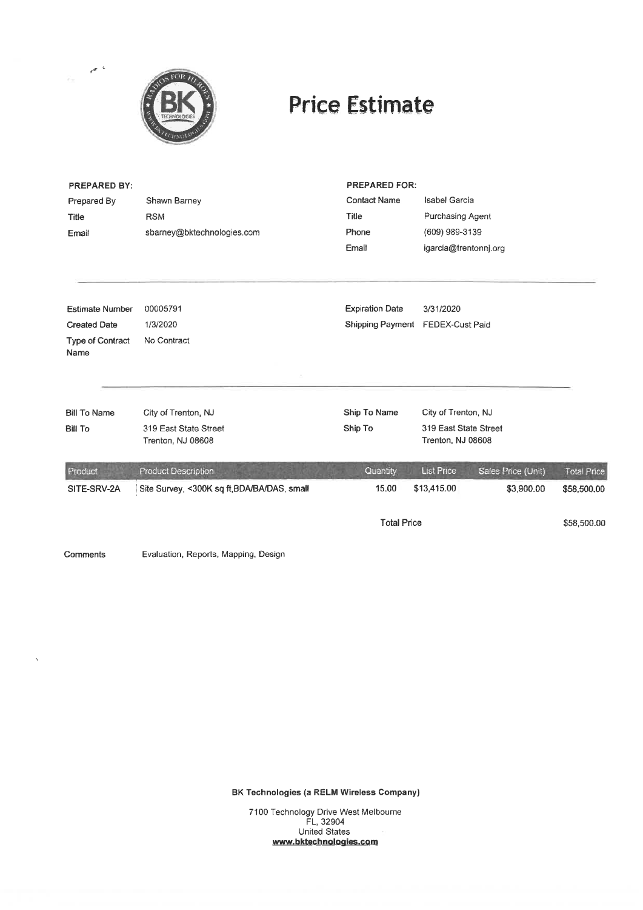# Price Estimate

**PREPARED BY:**

| | |
|---|---|
| Prepared By | Shawn Barney |
| Title | RSM |
| Email | sbarney@bktechnologies.com |

**PREPARED FOR:**

| | |
|---|---|
| Contact Name | Isabel Garcia |
| Title | Purchasing Agent |
| Phone | (609) 989-3139 |
| Email | igarcia@trentonnj.org |

---

| | | | |
|---|---|---|---|
| Estimate Number | 00005791 | Expiration Date | 3/31/2020 |
| Created Date | 1/3/2020 | Shipping Payment | FEDEX-Cust Paid |
| Type of Contract Name | No Contract | | |

---

| | | | |
|---|---|---|---|
| Bill To Name | City of Trenton, NJ | Ship To Name | City of Trenton, NJ |
| Bill To | 319 East State Street<br>Trenton, NJ 08608 | Ship To | 319 East State Street<br>Trenton, NJ 08608 |

| Product | Product Description | Quantity | List Price | Sales Price (Unit) | Total Price |
|---|---|---|---|---|---|
| SITE-SRV-2A | Site Survey, <300K sq ft,BDA/BA/DAS, small | 15.00 | $13,415.00 | $3,900.00 | $58,500.00 |
| | | Total Price | | | $58,500.00 |

Comments: Evaluation, Reports, Mapping, Design

**BK Technologies (a RELM Wireless Company)**

7100 Technology Drive West Melbourne
FL, 32904
United States
**www.bktechnologies.com**